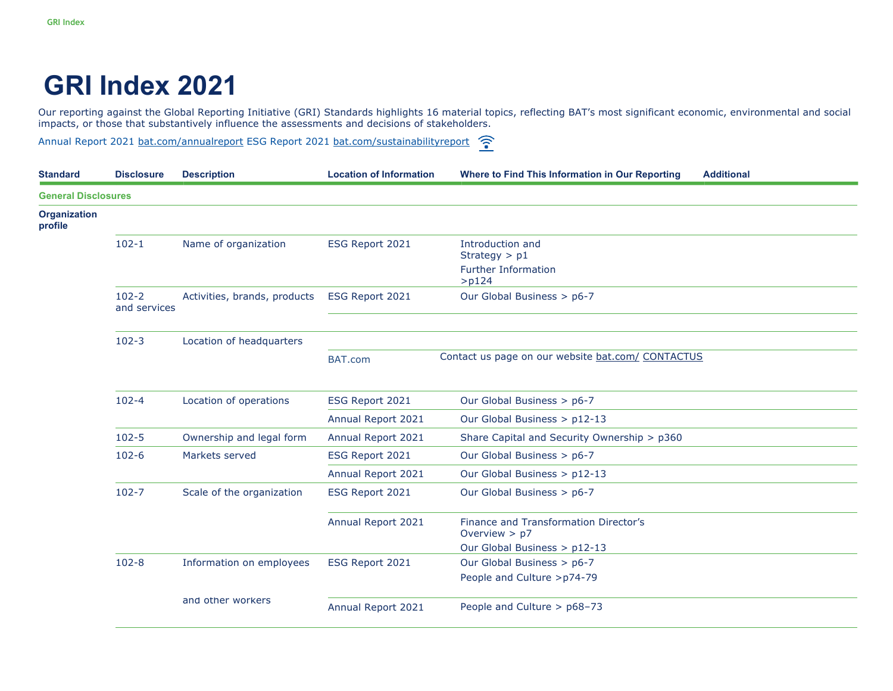# GRI Index 2021

Our reporting against the Global Reporting Initiative (GRI) Standards highlights 16 material topics, reflecting BAT's most significant economic, environmental and social impacts, or those that substantively influence the assessments and decisions of stakeholders.

Annual Report 2021 bat.com/annualreport ESG Report 2021 bat.com/sustainabilityreport

| Standard | Disclosure | Description | Location of Information | Where to Find This Information in Our Reporting | Additional |
|---|---|---|---|---|---|
| **General Disclosures** | | | | | |
| **Organization profile** | | | | | |
| | 102-1 | Name of organization | ESG Report 2021 | Introduction and Strategy > p1<br>Further Information >p124 | |
| | 102-2 and services | Activities, brands, products | ESG Report 2021 | Our Global Business > p6-7 | |
| | 102-3 | Location of headquarters | BAT.com | Contact us page on our website bat.com/ CONTACTUS | |
| | 102-4 | Location of operations | ESG Report 2021 | Our Global Business > p6-7 | |
| | | | Annual Report 2021 | Our Global Business > p12-13 | |
| | 102-5 | Ownership and legal form | Annual Report 2021 | Share Capital and Security Ownership > p360 | |
| | 102-6 | Markets served | ESG Report 2021 | Our Global Business > p6-7 | |
| | | | Annual Report 2021 | Our Global Business > p12-13 | |
| | 102-7 | Scale of the organization | ESG Report 2021 | Our Global Business > p6-7 | |
| | | | Annual Report 2021 | Finance and Transformation Director's Overview > p7<br>Our Global Business > p12-13 | |
| | 102-8 | Information on employees and other workers | ESG Report 2021 | Our Global Business > p6-7<br>People and Culture >p74-79 | |
| | | | Annual Report 2021 | People and Culture > p68–73 | |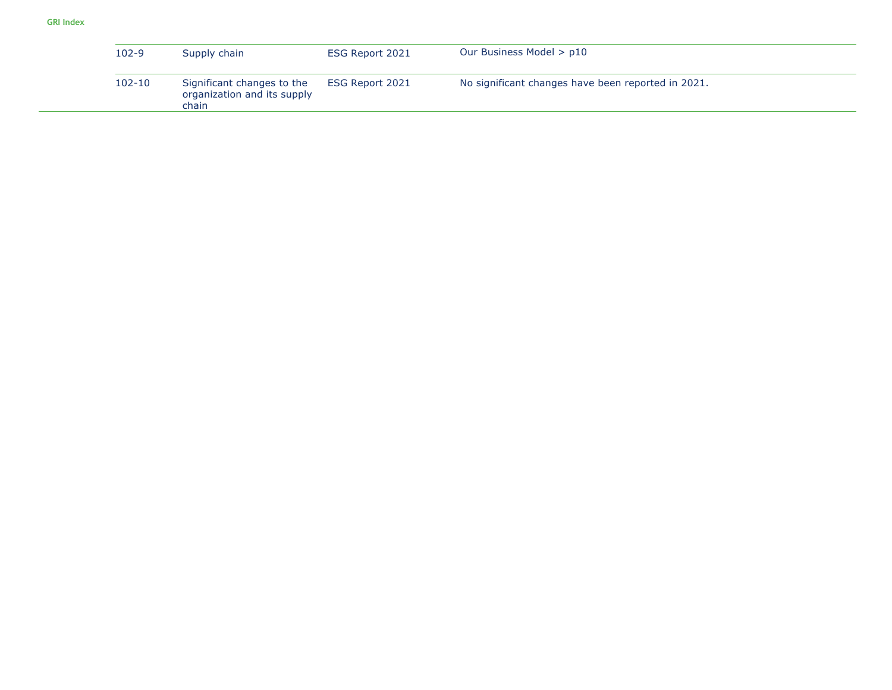| | | | |
|---|---|---|---|
| 102-9 | Supply chain | ESG Report 2021 | Our Business Model > p10 |
| 102-10 | Significant changes to the organization and its supply chain | ESG Report 2021 | No significant changes have been reported in 2021. |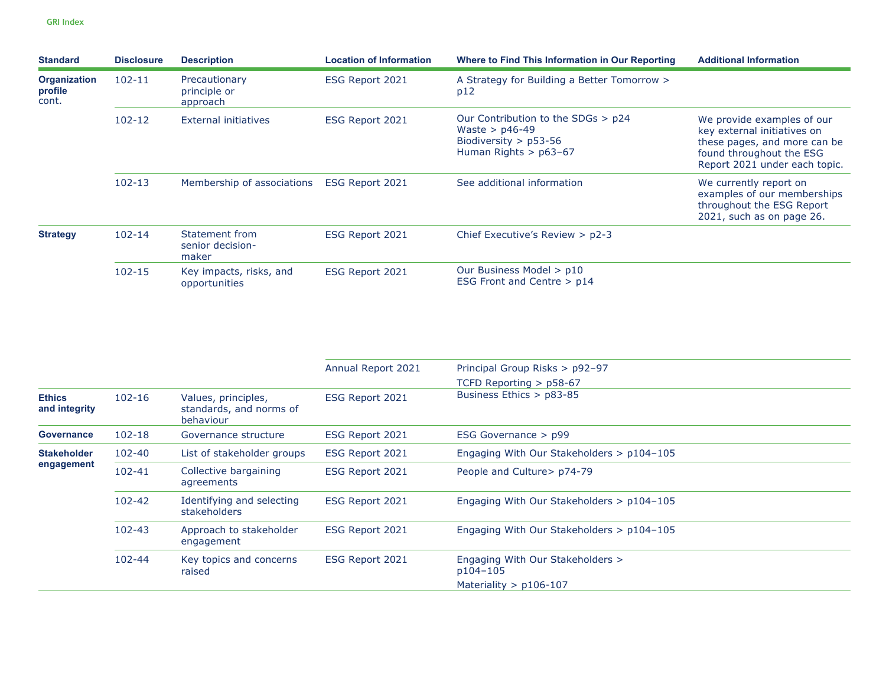| Standard | Disclosure | Description | Location of Information | Where to Find This Information in Our Reporting | Additional Information |
|---|---|---|---|---|---|
| **Organization profile** cont. | 102-11 | Precautionary principle or approach | ESG Report 2021 | A Strategy for Building a Better Tomorrow > p12 | |
| | 102-12 | External initiatives | ESG Report 2021 | Our Contribution to the SDGs > p24<br>Waste > p46-49<br>Biodiversity > p53-56<br>Human Rights > p63–67 | We provide examples of our key external initiatives on these pages, and more can be found throughout the ESG Report 2021 under each topic. |
| | 102-13 | Membership of associations | ESG Report 2021 | See additional information | We currently report on examples of our memberships throughout the ESG Report 2021, such as on page 26. |
| **Strategy** | 102-14 | Statement from senior decision-maker | ESG Report 2021 | Chief Executive's Review > p2-3 | |
| | 102-15 | Key impacts, risks, and opportunities | ESG Report 2021 | Our Business Model > p10<br>ESG Front and Centre > p14 | |
| | | | Annual Report 2021 | Principal Group Risks > p92–97<br>TCFD Reporting > p58-67 | |
| **Ethics and integrity** | 102-16 | Values, principles, standards, and norms of behaviour | ESG Report 2021 | Business Ethics > p83-85 | |
| **Governance** | 102-18 | Governance structure | ESG Report 2021 | ESG Governance > p99 | |
| **Stakeholder engagement** | 102-40 | List of stakeholder groups | ESG Report 2021 | Engaging With Our Stakeholders > p104–105 | |
| | 102-41 | Collective bargaining agreements | ESG Report 2021 | People and Culture> p74-79 | |
| | 102-42 | Identifying and selecting stakeholders | ESG Report 2021 | Engaging With Our Stakeholders > p104–105 | |
| | 102-43 | Approach to stakeholder engagement | ESG Report 2021 | Engaging With Our Stakeholders > p104–105 | |
| | 102-44 | Key topics and concerns raised | ESG Report 2021 | Engaging With Our Stakeholders > p104–105<br>Materiality > p106-107 | |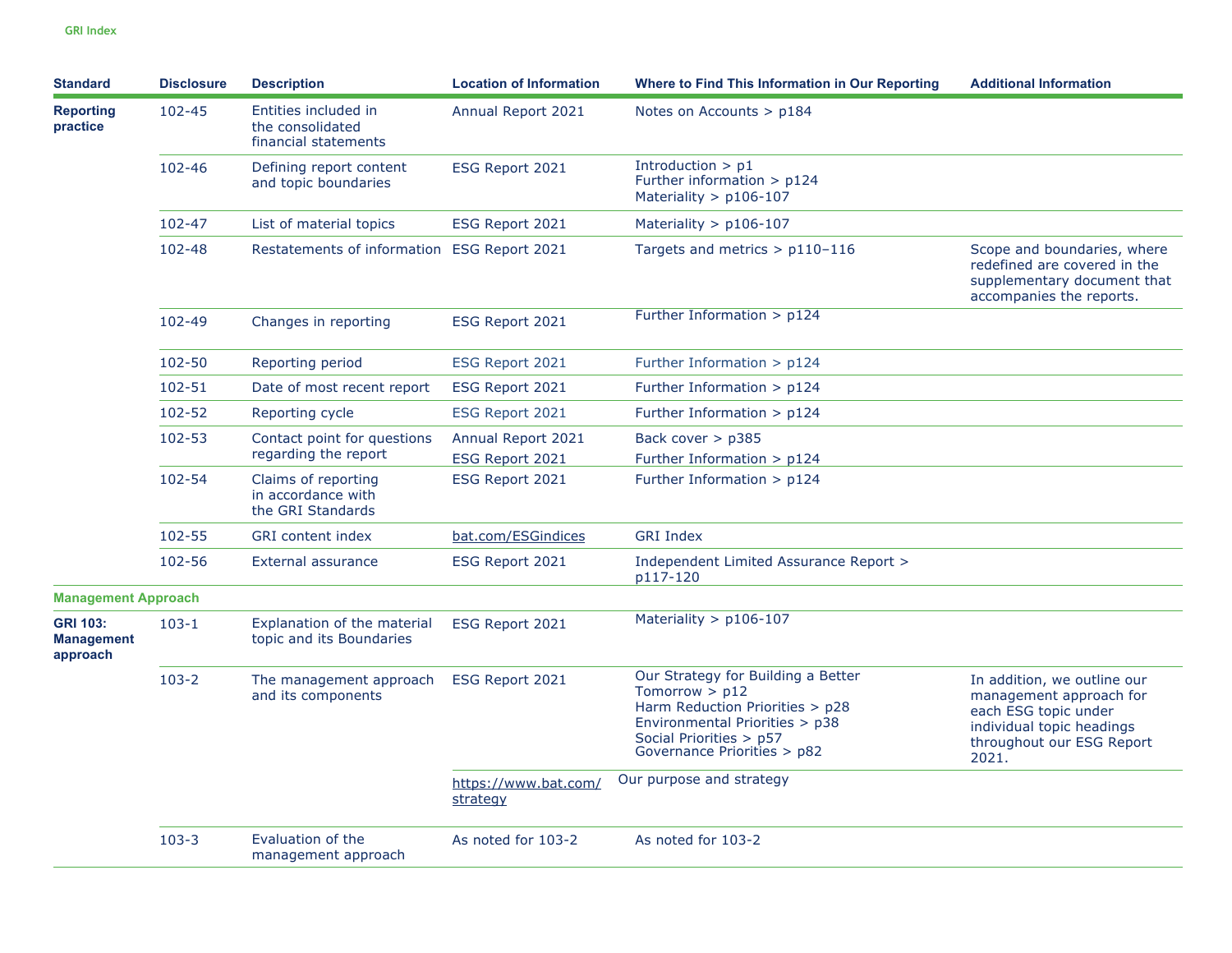| Standard | Disclosure | Description | Location of Information | Where to Find This Information in Our Reporting | Additional Information |
|---|---|---|---|---|---|
| **Reporting practice** | 102-45 | Entities included in the consolidated financial statements | Annual Report 2021 | Notes on Accounts > p184 | |
| | 102-46 | Defining report content and topic boundaries | ESG Report 2021 | Introduction > p1<br>Further information > p124<br>Materiality > p106-107 | |
| | 102-47 | List of material topics | ESG Report 2021 | Materiality > p106-107 | |
| | 102-48 | Restatements of information | ESG Report 2021 | Targets and metrics > p110–116 | Scope and boundaries, where redefined are covered in the supplementary document that accompanies the reports. |
| | 102-49 | Changes in reporting | ESG Report 2021 | Further Information > p124 | |
| | 102-50 | Reporting period | ESG Report 2021 | Further Information > p124 | |
| | 102-51 | Date of most recent report | ESG Report 2021 | Further Information > p124 | |
| | 102-52 | Reporting cycle | ESG Report 2021 | Further Information > p124 | |
| | 102-53 | Contact point for questions regarding the report | Annual Report 2021<br>ESG Report 2021 | Back cover > p385<br>Further Information > p124 | |
| | 102-54 | Claims of reporting in accordance with the GRI Standards | ESG Report 2021 | Further Information > p124 | |
| | 102-55 | GRI content index | bat.com/ESGindices | GRI Index | |
| | 102-56 | External assurance | ESG Report 2021 | Independent Limited Assurance Report > p117-120 | |
| **Management Approach** | | | | | |
| **GRI 103: Management approach** | 103-1 | Explanation of the material topic and its Boundaries | ESG Report 2021 | Materiality > p106-107 | |
| | 103-2 | The management approach and its components | ESG Report 2021 | Our Strategy for Building a Better Tomorrow > p12<br>Harm Reduction Priorities > p28<br>Environmental Priorities > p38<br>Social Priorities > p57<br>Governance Priorities > p82 | In addition, we outline our management approach for each ESG topic under individual topic headings throughout our ESG Report 2021. |
| | | | https://www.bat.com/strategy | Our purpose and strategy | |
| | 103-3 | Evaluation of the management approach | As noted for 103-2 | As noted for 103-2 | |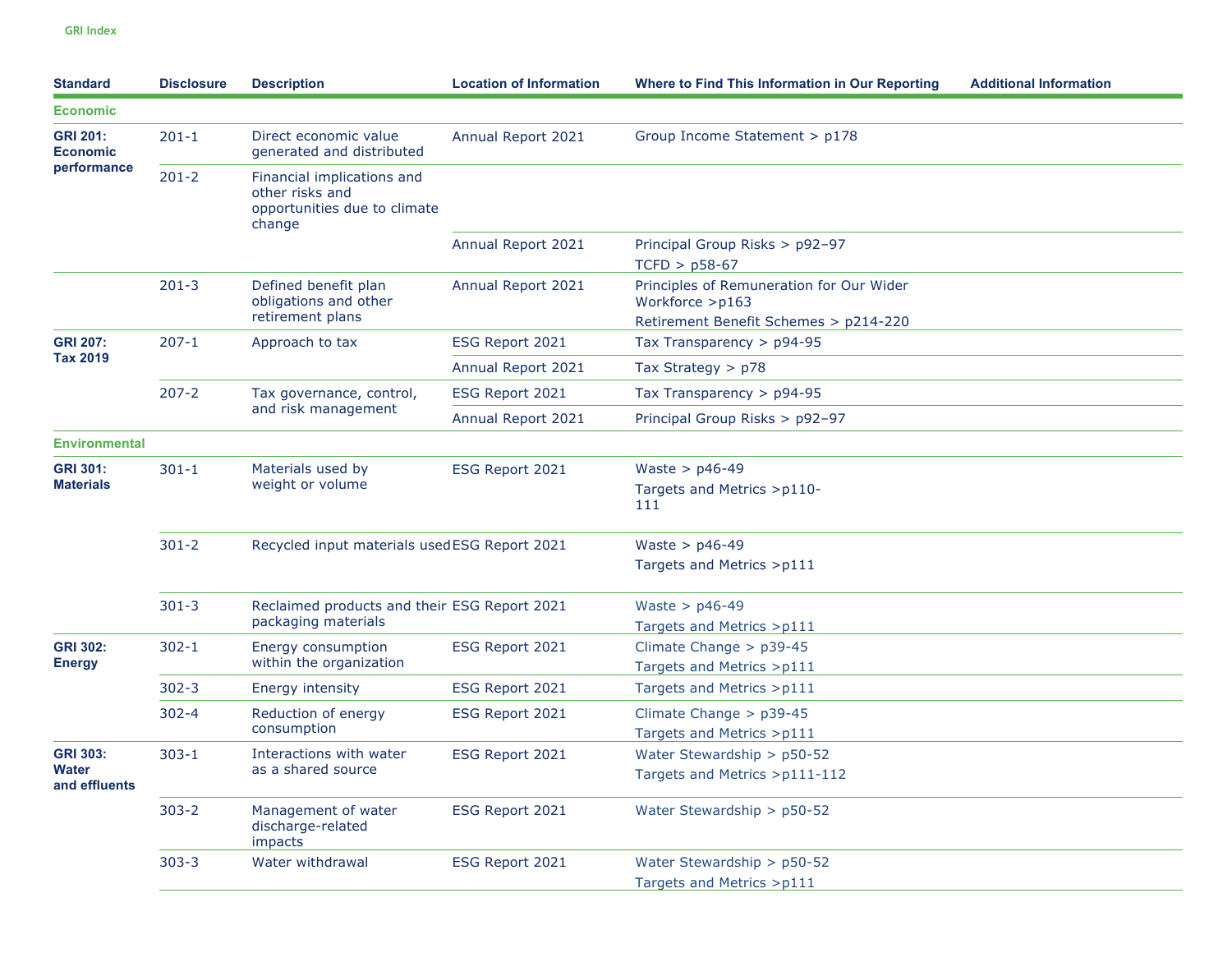GRI Index

| Standard | Disclosure | Description | Location of Information | Where to Find This Information in Our Reporting | Additional Information |
|---|---|---|---|---|---|
| **Economic** | | | | | |
| **GRI 201: Economic performance** | 201-1 | Direct economic value generated and distributed | Annual Report 2021 | Group Income Statement > p178 | |
| | 201-2 | Financial implications and other risks and opportunities due to climate change | | | |
| | | | Annual Report 2021 | Principal Group Risks > p92–97<br>TCFD > p58-67 | |
| | 201-3 | Defined benefit plan obligations and other retirement plans | Annual Report 2021 | Principles of Remuneration for Our Wider Workforce >p163<br>Retirement Benefit Schemes > p214-220 | |
| **GRI 207: Tax 2019** | 207-1 | Approach to tax | ESG Report 2021 | Tax Transparency > p94-95 | |
| | | | Annual Report 2021 | Tax Strategy > p78 | |
| | 207-2 | Tax governance, control, and risk management | ESG Report 2021 | Tax Transparency > p94-95 | |
| | | | Annual Report 2021 | Principal Group Risks > p92–97 | |
| **Environmental** | | | | | |
| **GRI 301: Materials** | 301-1 | Materials used by weight or volume | ESG Report 2021 | Waste > p46-49<br>Targets and Metrics >p110-111 | |
| | 301-2 | Recycled input materials used | ESG Report 2021 | Waste > p46-49<br>Targets and Metrics >p111 | |
| | 301-3 | Reclaimed products and their packaging materials | ESG Report 2021 | Waste > p46-49<br>Targets and Metrics >p111 | |
| **GRI 302: Energy** | 302-1 | Energy consumption within the organization | ESG Report 2021 | Climate Change > p39-45<br>Targets and Metrics >p111 | |
| | 302-3 | Energy intensity | ESG Report 2021 | Targets and Metrics >p111 | |
| | 302-4 | Reduction of energy consumption | ESG Report 2021 | Climate Change > p39-45<br>Targets and Metrics >p111 | |
| **GRI 303: Water and effluents** | 303-1 | Interactions with water as a shared source | ESG Report 2021 | Water Stewardship > p50-52<br>Targets and Metrics >p111-112 | |
| | 303-2 | Management of water discharge-related impacts | ESG Report 2021 | Water Stewardship > p50-52 | |
| | 303-3 | Water withdrawal | ESG Report 2021 | Water Stewardship > p50-52<br>Targets and Metrics >p111 | |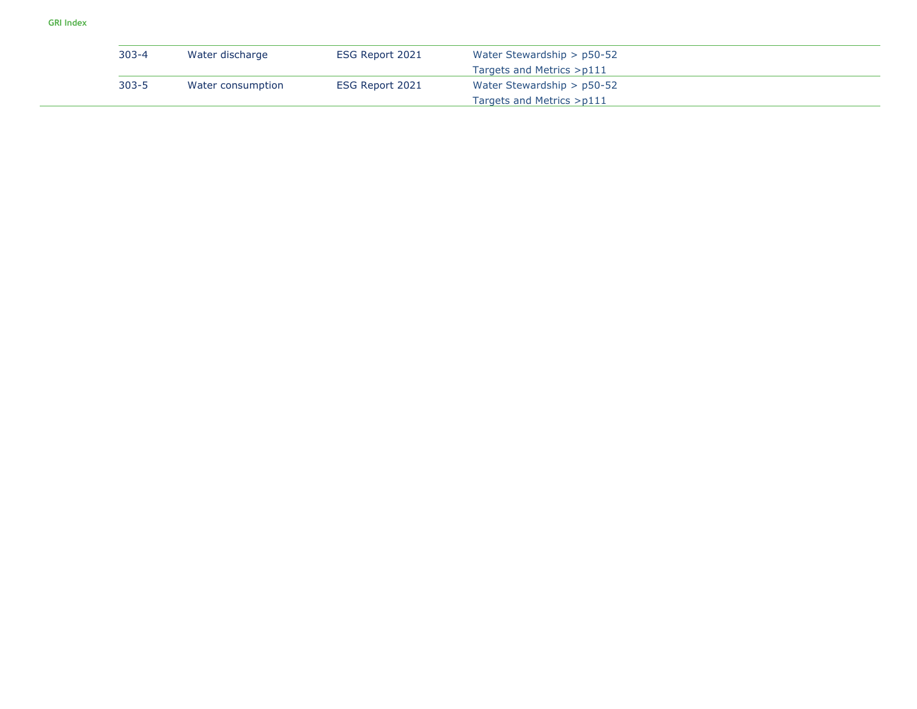| | | | |
|---|---|---|---|
| 303-4 | Water discharge | ESG Report 2021 | Water Stewardship > p50-52<br>Targets and Metrics >p111 |
| 303-5 | Water consumption | ESG Report 2021 | Water Stewardship > p50-52<br>Targets and Metrics >p111 |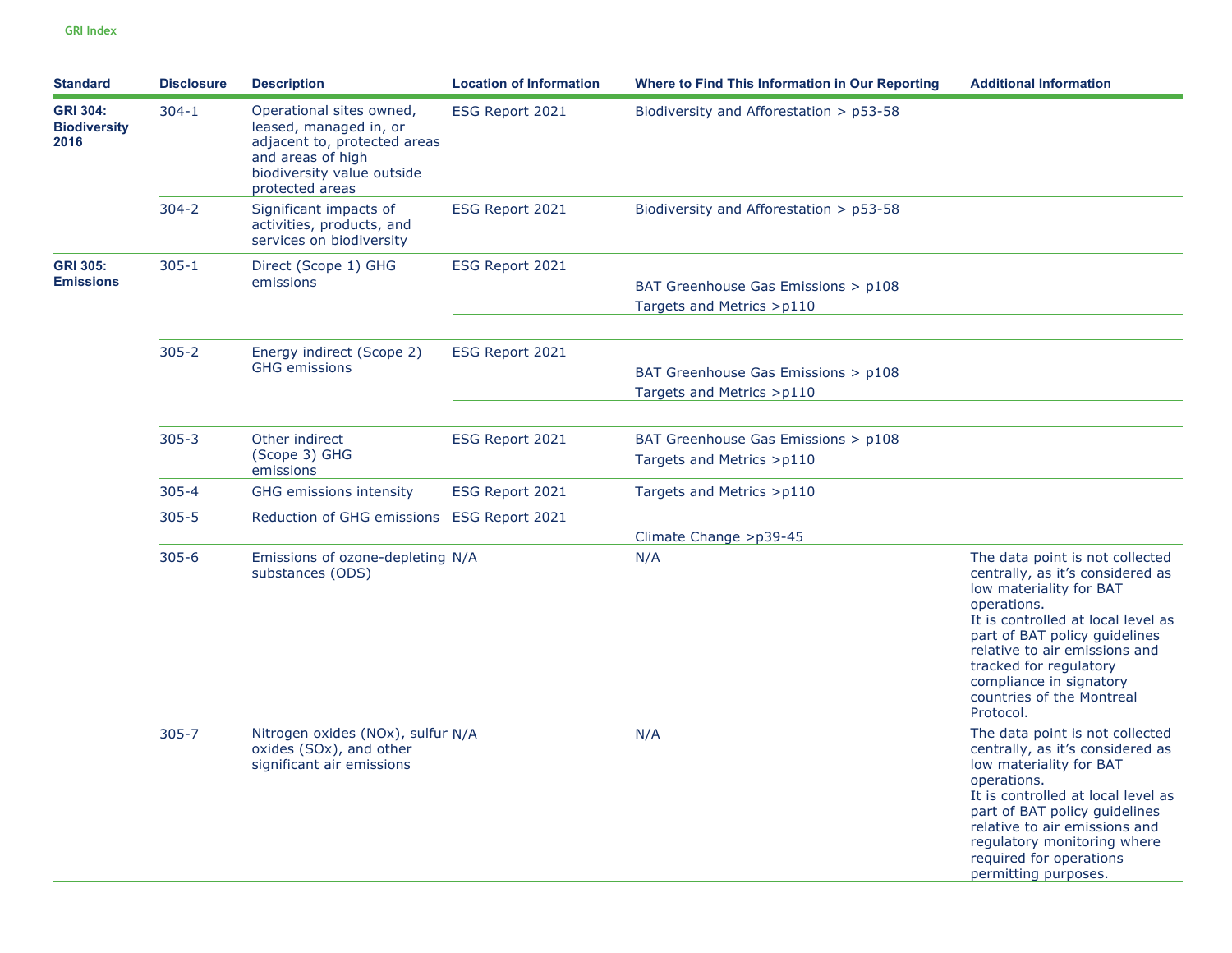| Standard | Disclosure | Description | Location of Information | Where to Find This Information in Our Reporting | Additional Information |
|---|---|---|---|---|---|
| **GRI 304: Biodiversity 2016** | 304-1 | Operational sites owned, leased, managed in, or adjacent to, protected areas and areas of high biodiversity value outside protected areas | ESG Report 2021 | Biodiversity and Afforestation > p53-58 | |
| | 304-2 | Significant impacts of activities, products, and services on biodiversity | ESG Report 2021 | Biodiversity and Afforestation > p53-58 | |
| **GRI 305: Emissions** | 305-1 | Direct (Scope 1) GHG emissions | ESG Report 2021 | BAT Greenhouse Gas Emissions > p108<br>Targets and Metrics >p110 | |
| | 305-2 | Energy indirect (Scope 2) GHG emissions | ESG Report 2021 | BAT Greenhouse Gas Emissions > p108<br>Targets and Metrics >p110 | |
| | 305-3 | Other indirect (Scope 3) GHG emissions | ESG Report 2021 | BAT Greenhouse Gas Emissions > p108<br>Targets and Metrics >p110 | |
| | 305-4 | GHG emissions intensity | ESG Report 2021 | Targets and Metrics >p110 | |
| | 305-5 | Reduction of GHG emissions | ESG Report 2021 | Climate Change >p39-45 | |
| | 305-6 | Emissions of ozone-depleting substances (ODS) | N/A | N/A | The data point is not collected centrally, as it's considered as low materiality for BAT operations.<br>It is controlled at local level as part of BAT policy guidelines relative to air emissions and tracked for regulatory compliance in signatory countries of the Montreal Protocol. |
| | 305-7 | Nitrogen oxides (NOx), sulfur oxides (SOx), and other significant air emissions | N/A | N/A | The data point is not collected centrally, as it's considered as low materiality for BAT operations.<br>It is controlled at local level as part of BAT policy guidelines relative to air emissions and regulatory monitoring where required for operations permitting purposes. |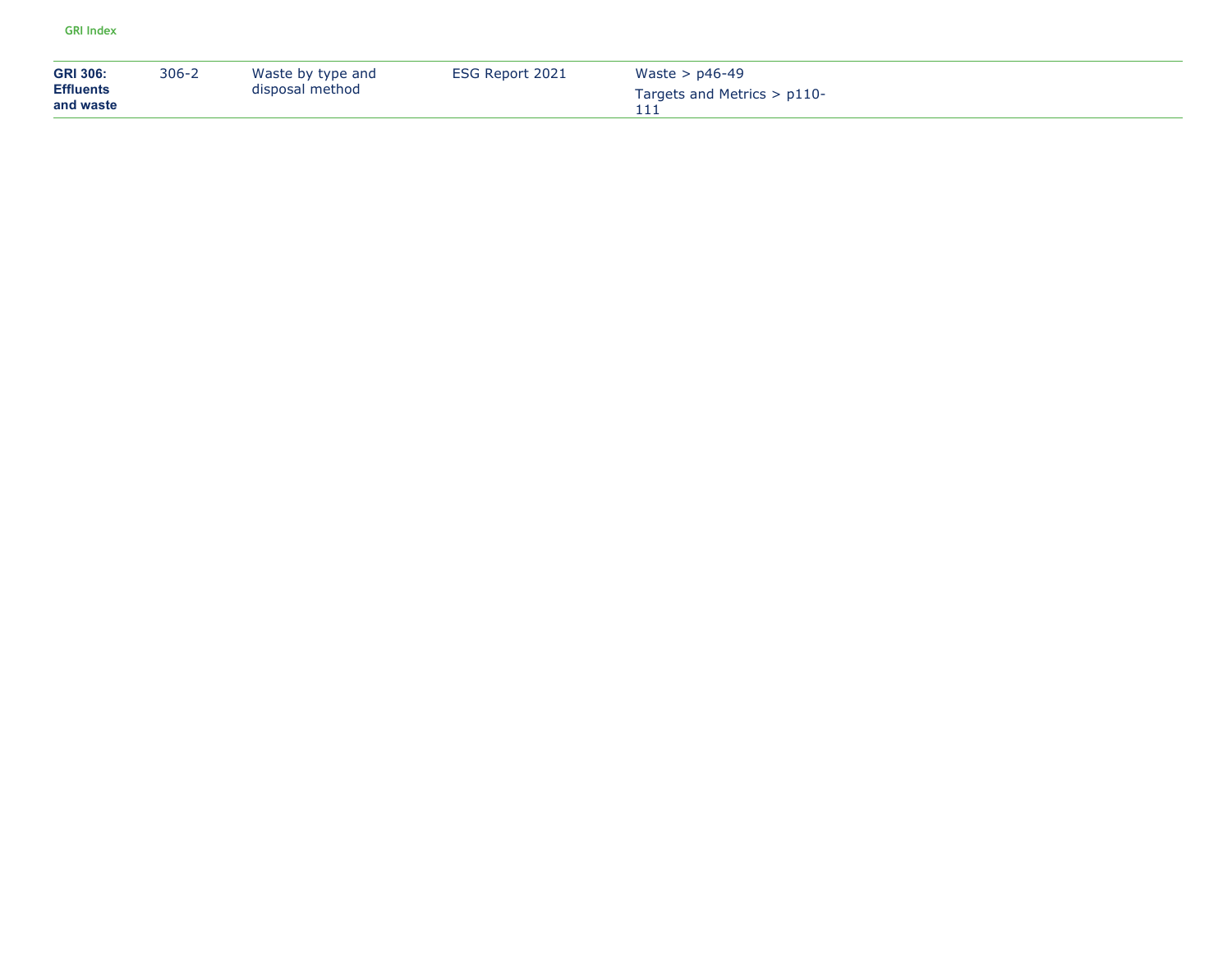| GRI 306: Effluents and waste | 306-2 | Waste by type and disposal method | ESG Report 2021 | Waste > p46-49<br>Targets and Metrics > p110-111 |
|---|---|---|---|---|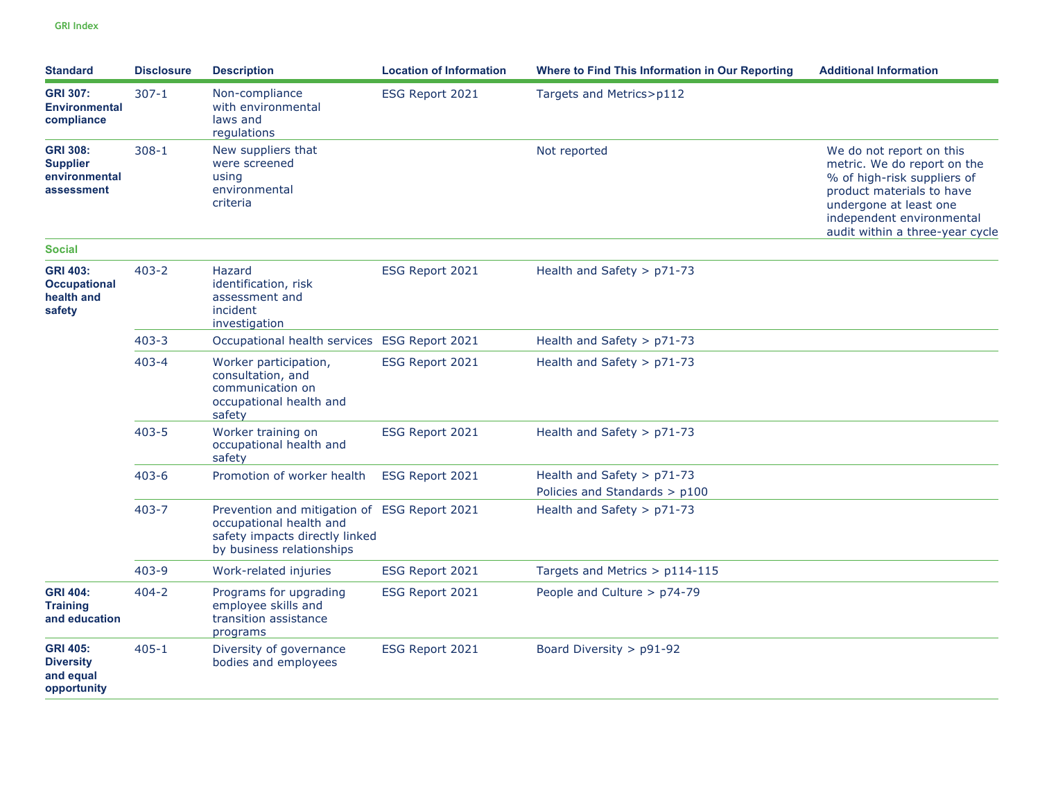GRI Index

| Standard | Disclosure | Description | Location of Information | Where to Find This Information in Our Reporting | Additional Information |
|---|---|---|---|---|---|
| **GRI 307: Environmental compliance** | 307-1 | Non-compliance with environmental laws and regulations | ESG Report 2021 | Targets and Metrics>p112 | |
| **GRI 308: Supplier environmental assessment** | 308-1 | New suppliers that were screened using environmental criteria | | Not reported | We do not report on this metric. We do report on the % of high-risk suppliers of product materials to have undergone at least one independent environmental audit within a three-year cycle |
| **Social** | | | | | |
| **GRI 403: Occupational health and safety** | 403-2 | Hazard identification, risk assessment and incident investigation | ESG Report 2021 | Health and Safety > p71-73 | |
| | 403-3 | Occupational health services | ESG Report 2021 | Health and Safety > p71-73 | |
| | 403-4 | Worker participation, consultation, and communication on occupational health and safety | ESG Report 2021 | Health and Safety > p71-73 | |
| | 403-5 | Worker training on occupational health and safety | ESG Report 2021 | Health and Safety > p71-73 | |
| | 403-6 | Promotion of worker health | ESG Report 2021 | Health and Safety > p71-73<br>Policies and Standards > p100 | |
| | 403-7 | Prevention and mitigation of occupational health and safety impacts directly linked by business relationships | ESG Report 2021 | Health and Safety > p71-73 | |
| | 403-9 | Work-related injuries | ESG Report 2021 | Targets and Metrics > p114-115 | |
| **GRI 404: Training and education** | 404-2 | Programs for upgrading employee skills and transition assistance programs | ESG Report 2021 | People and Culture > p74-79 | |
| **GRI 405: Diversity and equal opportunity** | 405-1 | Diversity of governance bodies and employees | ESG Report 2021 | Board Diversity > p91-92 | |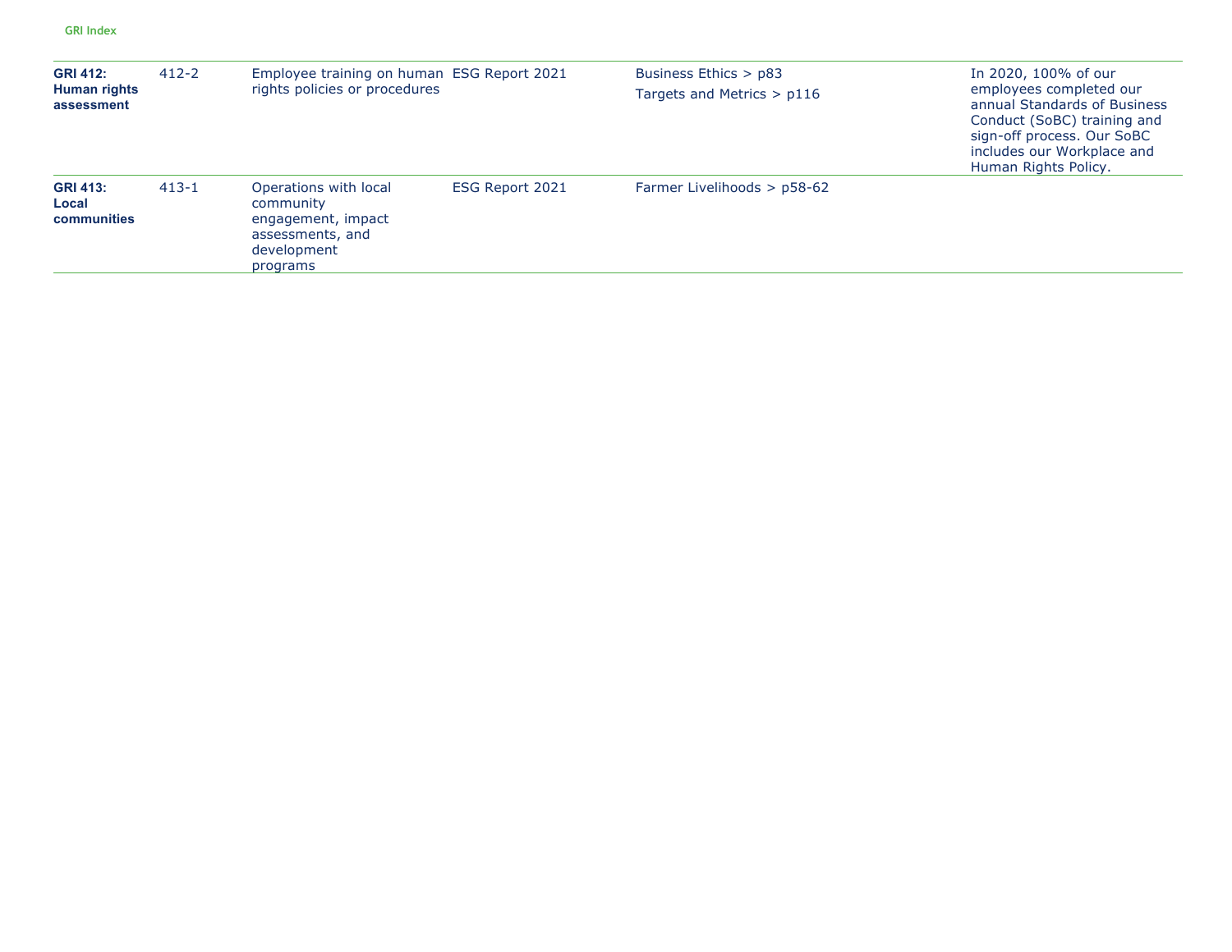| GRI 412: Human rights assessment | 412-2 | Employee training on human rights policies or procedures | ESG Report 2021 | Business Ethics > p83<br>Targets and Metrics > p116 | In 2020, 100% of our employees completed our annual Standards of Business Conduct (SoBC) training and sign-off process. Our SoBC includes our Workplace and Human Rights Policy. |
|---|---|---|---|---|---|
| **GRI 413: Local communities** | 413-1 | Operations with local community engagement, impact assessments, and development programs | ESG Report 2021 | Farmer Livelihoods > p58-62 | |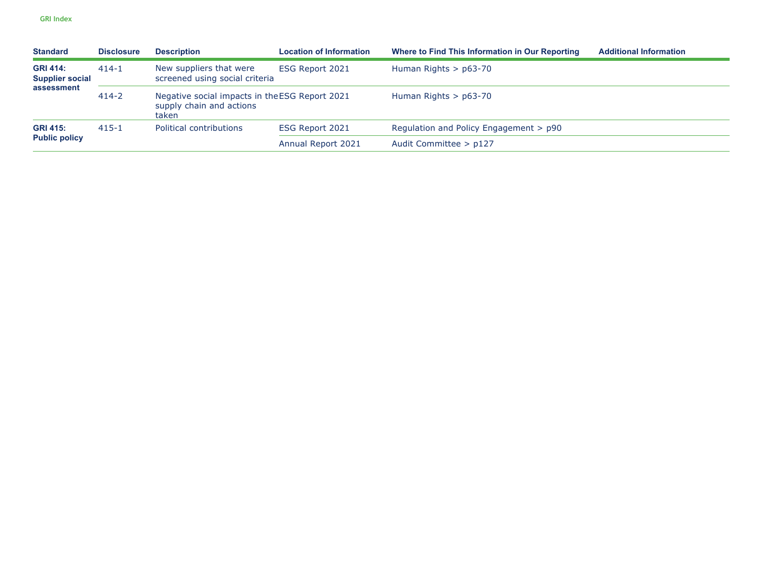| Standard | Disclosure | Description | Location of Information | Where to Find This Information in Our Reporting | Additional Information |
|---|---|---|---|---|---|
| **GRI 414: Supplier social assessment** | 414-1 | New suppliers that were screened using social criteria | ESG Report 2021 | Human Rights > p63-70 | |
| | 414-2 | Negative social impacts in the supply chain and actions taken | ESG Report 2021 | Human Rights > p63-70 | |
| **GRI 415: Public policy** | 415-1 | Political contributions | ESG Report 2021 | Regulation and Policy Engagement > p90 | |
| | | | Annual Report 2021 | Audit Committee > p127 | |